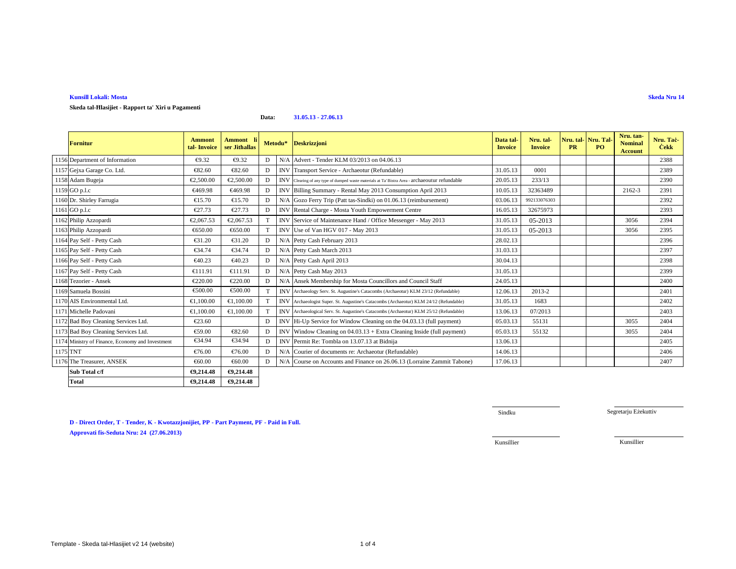**Kunsill Lokali: Mosta**

**Skeda Nru 14**

**Skeda tal-Ħlasijiet - Rapport ta' Xiri u Pagamenti**

**Data:** **31.05.13 - 27.06.13**

| | Fornitur | Ammont tal- Invoice | Ammont li ser Jithallas | Metodu* | | Deskrizzjoni | Data tal-Invoice | Nru. tal-Invoice | Nru. tal-PR | Nru. Tal-PO | Nru. tan-Nominal Account | Nru. Taċ-Ċekk |
|---|---|---|---|---|---|---|---|---|---|---|---|---|
| 1156 | Department of Information | €9.32 | €9.32 | D | N/A | Advert - Tender KLM 03/2013 on 04.06.13 | | | | | | 2388 |
| 1157 | Gejxa Garage Co. Ltd. | €82.60 | €82.60 | D | INV | Transport Service - Archaeotur (Refundable) | 31.05.13 | 0001 | | | | 2389 |
| 1158 | Adam Bugeja | €2,500.00 | €2,500.00 | D | INV | Clearing of any type of dumped waste materials at Ta' Bistra Area - archaeoutur refundable | 20.05.13 | 233/13 | | | | 2390 |
| 1159 | GO p.l.c | €469.98 | €469.98 | D | INV | Billing Summary - Rental May 2013 Consumption April 2013 | 10.05.13 | 32363489 | | | 2162-3 | 2391 |
| 1160 | Dr. Shirley Farrugia | €15.70 | €15.70 | D | N/A | Gozo Ferry Trip (Patt tas-Sindki) on 01.06.13 (reimbursement) | 03.06.13 | 992133076303 | | | | 2392 |
| 1161 | GO p.l.c | €27.73 | €27.73 | D | INV | Rental Charge - Mosta Youth Empowerment Centre | 16.05.13 | 32675973 | | | | 2393 |
| 1162 | Philip Azzopardi | €2,067.53 | €2,067.53 | T | INV | Service of Maintenance Hand / Office Messenger - May 2013 | 31.05.13 | 05-2013 | | | 3056 | 2394 |
| 1163 | Philip Azzopardi | €650.00 | €650.00 | T | INV | Use of Van HGV 017 - May 2013 | 31.05.13 | 05-2013 | | | 3056 | 2395 |
| 1164 | Pay Self - Petty Cash | €31.20 | €31.20 | D | N/A | Petty Cash February 2013 | 28.02.13 | | | | | 2396 |
| 1165 | Pay Self - Petty Cash | €34.74 | €34.74 | D | N/A | Petty Cash March 2013 | 31.03.13 | | | | | 2397 |
| 1166 | Pay Self - Petty Cash | €40.23 | €40.23 | D | N/A | Petty Cash April 2013 | 30.04.13 | | | | | 2398 |
| 1167 | Pay Self - Petty Cash | €111.91 | €111.91 | D | N/A | Petty Cash May 2013 | 31.05.13 | | | | | 2399 |
| 1168 | Tezorier - Ansek | €220.00 | €220.00 | D | N/A | Ansek Membership for Mosta Councillors and Council Staff | 24.05.13 | | | | | 2400 |
| 1169 | Samuela Bossini | €500.00 | €500.00 | T | INV | Archaeology Serv. St. Augustine's Catacombs (Archaeotur) KLM 23/12 (Refundable) | 12.06.13 | 2013-2 | | | | 2401 |
| 1170 | AIS Environmental Ltd. | €1,100.00 | €1,100.00 | T | INV | Archaeologist Super. St. Augustine's Catacombs (Archaeotur) KLM 24/12 (Refundable) | 31.05.13 | 1683 | | | | 2402 |
| 1171 | Michelle Padovani | €1,100.00 | €1,100.00 | T | INV | Archaeological Serv. St. Augustine's Catacombs (Archaeotur) KLM 25/12 (Refundable) | 13.06.13 | 07/2013 | | | | 2403 |
| 1172 | Bad Boy Cleaning Services Ltd. | €23.60 | | D | INV | Hi-Up Service for Window Cleaning on the 04.03.13 (full payment) | 05.03.13 | 55131 | | | 3055 | 2404 |
| 1173 | Bad Boy Cleaning Services Ltd. | €59.00 | €82.60 | D | INV | Window Cleaning on 04.03.13 + Extra Cleaning Inside (full payment) | 05.03.13 | 55132 | | | 3055 | 2404 |
| 1174 | Ministry of Finance, Economy and Investment | €34.94 | €34.94 | D | INV | Permit Re: Tombla on 13.07.13 at Bidnija | 13.06.13 | | | | | 2405 |
| 1175 | TNT | €76.00 | €76.00 | D | N/A | Courier of documents re: Archaeotur (Refundable) | 14.06.13 | | | | | 2406 |
| 1176 | The Treasurer, ANSEK | €60.00 | €60.00 | D | N/A | Course on Accounts and Finance on 26.06.13 (Lorraine Zammit Tabone) | 17.06.13 | | | | | 2407 |
| | **Sub Total c/f** | **€9,214.48** | **€9,214.48** | | | | | | | | | |
| | **Total** | **€9,214.48** | **€9,214.48** | | | | | | | | | |

**D - Direct Order, T - Tender, K - Kwotazzjonijiet, PP - Part Payment, PF - Paid in Full.**

**Approvati fis-Seduta Nru: 24 (27.06.2013)**

Sindku

Segretarju Eżekuttiv

Kunsillier

Kunsillier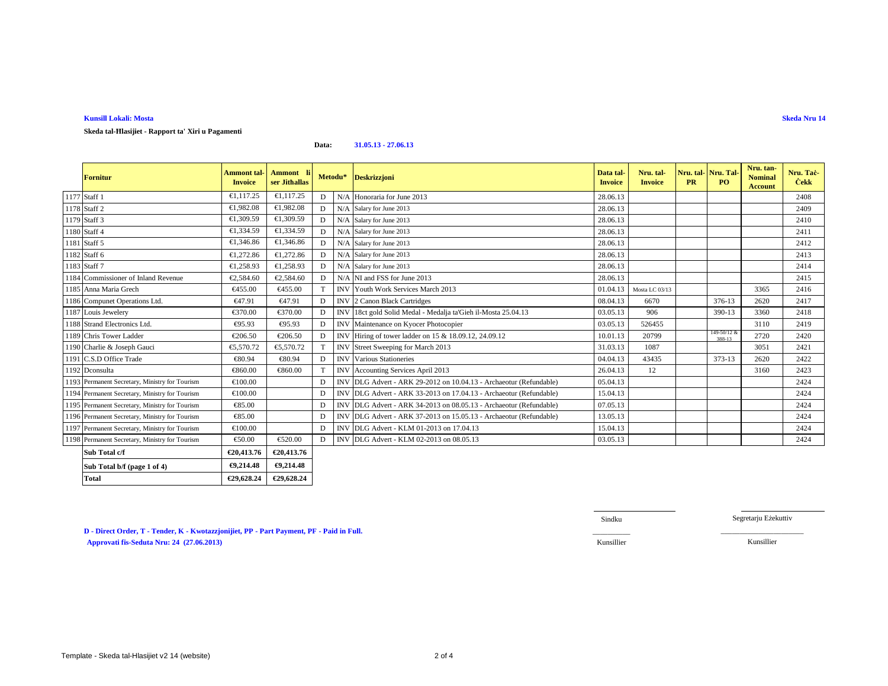**Kunsill Lokali: Mosta**

**Skeda Nru 14**

**Skeda tal-Ħlasijiet - Rapport ta' Xiri u Pagamenti**

**Data:** **31.05.13 - 27.06.13**

| | Fornitur | Ammont tal-Invoice | Ammont li ser Jitħallas | Metodu* | | Deskrizzjoni | Data tal-Invoice | Nru. tal-Invoice | Nru. tal-PR | Nru. Tal-PO | Nru. tan-Nominal Account | Nru. Taċ-Ċekk |
|---|---|---|---|---|---|---|---|---|---|---|---|---|
| 1177 | Staff 1 | €1,117.25 | €1,117.25 | D | N/A | Honoraria for June 2013 | 28.06.13 | | | | | 2408 |
| 1178 | Staff 2 | €1,982.08 | €1,982.08 | D | N/A | Salary for June 2013 | 28.06.13 | | | | | 2409 |
| 1179 | Staff 3 | €1,309.59 | €1,309.59 | D | N/A | Salary for June 2013 | 28.06.13 | | | | | 2410 |
| 1180 | Staff 4 | €1,334.59 | €1,334.59 | D | N/A | Salary for June 2013 | 28.06.13 | | | | | 2411 |
| 1181 | Staff 5 | €1,346.86 | €1,346.86 | D | N/A | Salary for June 2013 | 28.06.13 | | | | | 2412 |
| 1182 | Staff 6 | €1,272.86 | €1,272.86 | D | N/A | Salary for June 2013 | 28.06.13 | | | | | 2413 |
| 1183 | Staff 7 | €1,258.93 | €1,258.93 | D | N/A | Salary for June 2013 | 28.06.13 | | | | | 2414 |
| 1184 | Commissioner of Inland Revenue | €2,584.60 | €2,584.60 | D | N/A | NI and FSS for June 2013 | 28.06.13 | | | | | 2415 |
| 1185 | Anna Maria Grech | €455.00 | €455.00 | T | INV | Youth Work Services March 2013 | 01.04.13 | Mosta LC 03/13 | | | 3365 | 2416 |
| 1186 | Compunet Operations Ltd. | €47.91 | €47.91 | D | INV | 2 Canon Black Cartridges | 08.04.13 | 6670 | | 376-13 | 2620 | 2417 |
| 1187 | Louis Jewelery | €370.00 | €370.00 | D | INV | 18ct gold Solid Medal - Medalja ta'Gieh il-Mosta 25.04.13 | 03.05.13 | 906 | | 390-13 | 3360 | 2418 |
| 1188 | Strand Electronics Ltd. | €95.93 | €95.93 | D | INV | Maintenance on Kyocer Photocopier | 03.05.13 | 526455 | | | 3110 | 2419 |
| 1189 | Chris Tower Ladder | €206.50 | €206.50 | D | INV | Hiring of tower ladder on 15 & 18.09.12, 24.09.12 | 10.01.13 | 20799 | | 149-50/12 & 388-13 | 2720 | 2420 |
| 1190 | Charlie & Joseph Gauci | €5,570.72 | €5,570.72 | T | INV | Street Sweeping for March 2013 | 31.03.13 | 1087 | | | 3051 | 2421 |
| 1191 | C.S.D Office Trade | €80.94 | €80.94 | D | INV | Various Stationeries | 04.04.13 | 43435 | | 373-13 | 2620 | 2422 |
| 1192 | Dconsulta | €860.00 | €860.00 | T | INV | Accounting Services April 2013 | 26.04.13 | 12 | | | 3160 | 2423 |
| 1193 | Permanent Secretary, Ministry for Tourism | €100.00 | | D | INV | DLG Advert - ARK 29-2012 on 10.04.13 - Archaeotur (Refundable) | 05.04.13 | | | | | 2424 |
| 1194 | Permanent Secretary, Ministry for Tourism | €100.00 | | D | INV | DLG Advert - ARK 33-2013 on 17.04.13 - Archaeotur (Refundable) | 15.04.13 | | | | | 2424 |
| 1195 | Permanent Secretary, Ministry for Tourism | €85.00 | | D | INV | DLG Advert - ARK 34-2013 on 08.05.13 - Archaeotur (Refundable) | 07.05.13 | | | | | 2424 |
| 1196 | Permanent Secretary, Ministry for Tourism | €85.00 | | D | INV | DLG Advert - ARK 37-2013 on 15.05.13 - Archaeotur (Refundable) | 13.05.13 | | | | | 2424 |
| 1197 | Permanent Secretary, Ministry for Tourism | €100.00 | | D | INV | DLG Advert - KLM 01-2013 on 17.04.13 | 15.04.13 | | | | | 2424 |
| 1198 | Permanent Secretary, Ministry for Tourism | €50.00 | €520.00 | D | INV | DLG Advert - KLM 02-2013 on 08.05.13 | 03.05.13 | | | | | 2424 |
| | **Sub Total c/f** | **€20,413.76** | **€20,413.76** | | | | | | | | | |
| | **Sub Total b/f (page 1 of 4)** | **€9,214.48** | **€9,214.48** | | | | | | | | | |
| | **Total** | **€29,628.24** | **€29,628.24** | | | | | | | | | |

Sindku — Segretarju Eżekuttiv

Kunsillier — Kunsillier

**D - Direct Order, T - Tender, K - Kwotazzjonijiet, PP - Part Payment, PF - Paid in Full.**

**Approvati fis-Seduta Nru: 24 (27.06.2013)**

Template - Skeda tal-Hlasijiet v2 14 (website)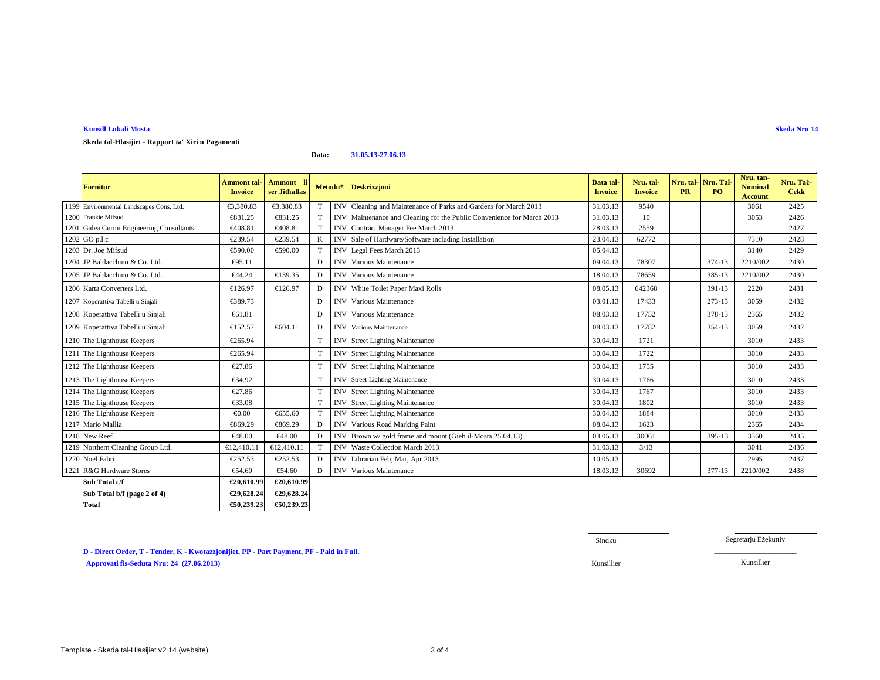**Kunsill Lokali Mosta**

**Skeda Nru 14**

**Skeda tal-Hlasijiet - Rapport ta' Xiri u Pagamenti**

**Data:** **31.05.13-27.06.13**

| | Fornitur | Ammont tal-Invoice | Ammont li ser Jithallas | Metodu* | | Deskrizzjoni | Data tal-Invoice | Nru. tal-Invoice | Nru. tal-PR | Nru. Tal-PO | Nru. tan-Nominal Account | Nru. Taċ-Ċekk |
|---|---|---|---|---|---|---|---|---|---|---|---|---|
| 1199 | Environmental Landscapes Cons. Ltd. | €3,380.83 | €3,380.83 | T | INV | Cleaning and Maintenance of Parks and Gardens for March 2013 | 31.03.13 | 9540 | | | 3061 | 2425 |
| 1200 | Frankie Mifsud | €831.25 | €831.25 | T | INV | Maintenance and Cleaning for the Public Convenience for March 2013 | 31.03.13 | 10 | | | 3053 | 2426 |
| 1201 | Galea Curmi Engineering Consultants | €408.81 | €408.81 | T | INV | Contract Manager Fee March 2013 | 28.03.13 | 2559 | | | | 2427 |
| 1202 | GO p.l.c | €239.54 | €239.54 | K | INV | Sale of Hardware/Software including Installation | 23.04.13 | 62772 | | | 7310 | 2428 |
| 1203 | Dr. Joe Mifsud | €590.00 | €590.00 | T | INV | Legal Fees March 2013 | 05.04.13 | | | | 3140 | 2429 |
| 1204 | JP Baldacchino & Co. Ltd. | €95.11 | | D | INV | Various Maintenance | 09.04.13 | 78307 | | 374-13 | 2210/002 | 2430 |
| 1205 | JP Baldacchino & Co. Ltd. | €44.24 | €139.35 | D | INV | Various Maintenance | 18.04.13 | 78659 | | 385-13 | 2210/002 | 2430 |
| 1206 | Karta Converters Ltd. | €126.97 | €126.97 | D | INV | White Toilet Paper Maxi Rolls | 08.05.13 | 642368 | | 391-13 | 2220 | 2431 |
| 1207 | Koperattiva Tabelli u Sinjali | €389.73 | | D | INV | Various Maintenance | 03.01.13 | 17433 | | 273-13 | 3059 | 2432 |
| 1208 | Koperattiva Tabelli u Sinjali | €61.81 | | D | INV | Various Maintenance | 08.03.13 | 17752 | | 378-13 | 2365 | 2432 |
| 1209 | Koperattiva Tabelli u Sinjali | €152.57 | €604.11 | D | INV | Various Maintenance | 08.03.13 | 17782 | | 354-13 | 3059 | 2432 |
| 1210 | The Lighthouse Keepers | €265.94 | | T | INV | Street Lighting Maintenance | 30.04.13 | 1721 | | | 3010 | 2433 |
| 1211 | The Lighthouse Keepers | €265.94 | | T | INV | Street Lighting Maintenance | 30.04.13 | 1722 | | | 3010 | 2433 |
| 1212 | The Lighthouse Keepers | €27.86 | | T | INV | Street Lighting Maintenance | 30.04.13 | 1755 | | | 3010 | 2433 |
| 1213 | The Lighthouse Keepers | €34.92 | | T | INV | Street Lighting Maintenance | 30.04.13 | 1766 | | | 3010 | 2433 |
| 1214 | The Lighthouse Keepers | €27.86 | | T | INV | Street Lighting Maintenance | 30.04.13 | 1767 | | | 3010 | 2433 |
| 1215 | The Lighthouse Keepers | €33.08 | | T | INV | Street Lighting Maintenance | 30.04.13 | 1802 | | | 3010 | 2433 |
| 1216 | The Lighthouse Keepers | €0.00 | €655.60 | T | INV | Street Lighting Maintenance | 30.04.13 | 1884 | | | 3010 | 2433 |
| 1217 | Mario Mallia | €869.29 | €869.29 | D | INV | Various Road Marking Paint | 08.04.13 | 1623 | | | 2365 | 2434 |
| 1218 | New Reef | €48.00 | €48.00 | D | INV | Brown w/ gold frame and mount (Gieh il-Mosta 25.04.13) | 03.05.13 | 30061 | | 395-13 | 3360 | 2435 |
| 1219 | Northern Cleaning Group Ltd. | €12,410.11 | €12,410.11 | T | INV | Waste Collection March 2013 | 31.03.13 | 3/13 | | | 3041 | 2436 |
| 1220 | Noel Fabri | €252.53 | €252.53 | D | INV | Librarian Feb, Mar, Apr 2013 | 10.05.13 | | | | 2995 | 2437 |
| 1221 | R&G Hardware Stores | €54.60 | €54.60 | D | INV | Various Maintenance | 18.03.13 | 30692 | | 377-13 | 2210/002 | 2438 |
| | **Sub Total c/f** | **€20,610.99** | **€20,610.99** | | | | | | | | | |
| | **Sub Total b/f (page 2 of 4)** | **€29,628.24** | **€29,628.24** | | | | | | | | | |
| | **Total** | **€50,239.23** | **€50,239.23** | | | | | | | | | |

**D - Direct Order, T - Tender, K - Kwotazzjonijiet, PP - Part Payment, PF - Paid in Full.**

**Approvati fis-Seduta Nru: 24 (27.06.2013)**

Sindku ____________ Segretarju Eżekuttiv ____________

Kunsillier ____________ Kunsillier ____________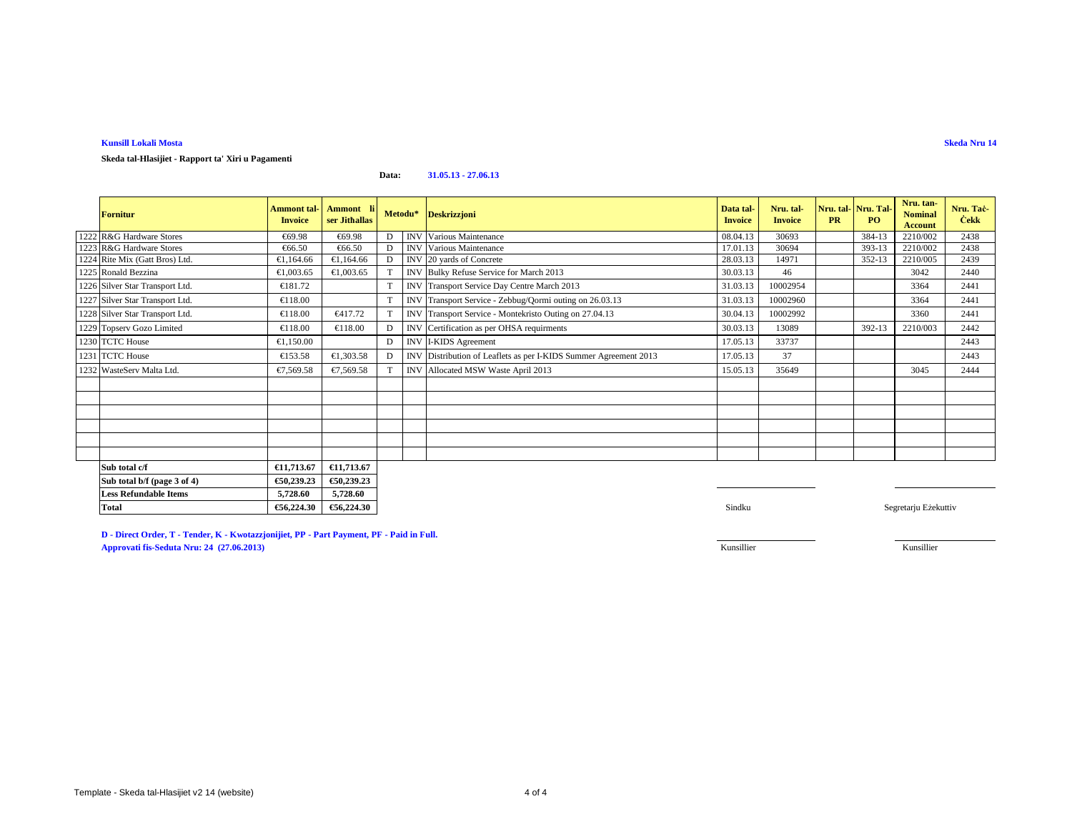**Kunsill Lokali Mosta** **Skeda Nru 14**

**Skeda tal-Hlasijiet - Rapport ta' Xiri u Pagamenti**

**Data:** **31.05.13 - 27.06.13**

| | Fornitur | Ammont tal-Invoice | Ammont li ser Jithallas | Metodu* | | Deskrizzjoni | Data tal-Invoice | Nru. tal-Invoice | Nru. tal-PR | Nru. Tal-PO | Nru. tan-Nominal Account | Nru. Taċ-Ċekk |
|---|---|---|---|---|---|---|---|---|---|---|---|---|
| 1222 | R&G Hardware Stores | €69.98 | €69.98 | D | INV | Various Maintenance | 08.04.13 | 30693 | | 384-13 | 2210/002 | 2438 |
| 1223 | R&G Hardware Stores | €66.50 | €66.50 | D | INV | Various Maintenance | 17.01.13 | 30694 | | 393-13 | 2210/002 | 2438 |
| 1224 | Rite Mix (Gatt Bros) Ltd. | €1,164.66 | €1,164.66 | D | INV | 20 yards of Concrete | 28.03.13 | 14971 | | 352-13 | 2210/005 | 2439 |
| 1225 | Ronald Bezzina | €1,003.65 | €1,003.65 | T | INV | Bulky Refuse Service for March 2013 | 30.03.13 | 46 | | | 3042 | 2440 |
| 1226 | Silver Star Transport Ltd. | €181.72 | | T | INV | Transport Service Day Centre March 2013 | 31.03.13 | 10002954 | | | 3364 | 2441 |
| 1227 | Silver Star Transport Ltd. | €118.00 | | T | INV | Transport Service - Zebbug/Qormi outing on 26.03.13 | 31.03.13 | 10002960 | | | 3364 | 2441 |
| 1228 | Silver Star Transport Ltd. | €118.00 | €417.72 | T | INV | Transport Service - Montekristo Outing on 27.04.13 | 30.04.13 | 10002992 | | | 3360 | 2441 |
| 1229 | Topserv Gozo Limited | €118.00 | €118.00 | D | INV | Certification as per OHSA requirments | 30.03.13 | 13089 | | 392-13 | 2210/003 | 2442 |
| 1230 | TCTC House | €1,150.00 | | D | INV | I-KIDS Agreement | 17.05.13 | 33737 | | | | 2443 |
| 1231 | TCTC House | €153.58 | €1,303.58 | D | INV | Distribution of Leaflets as per I-KIDS Summer Agreement 2013 | 17.05.13 | 37 | | | | 2443 |
| 1232 | WasteServ Malta Ltd. | €7,569.58 | €7,569.58 | T | INV | Allocated MSW Waste April 2013 | 15.05.13 | 35649 | | | 3045 | 2444 |

| | | |
|---|---|---|
| **Sub total c/f** | **€11,713.67** | **€11,713.67** |
| **Sub total b/f (page 3 of 4)** | **€50,239.23** | **€50,239.23** |
| **Less Refundable Items** | **5,728.60** | **5,728.60** |
| **Total** | **€56,224.30** | **€56,224.30** |

Sindku

Segretarju Eżekuttiv

Kunsillier

Kunsillier

**D - Direct Order, T - Tender, K - Kwotazzjonijiet, PP - Part Payment, PF - Paid in Full.**

**Approvati fis-Seduta Nru: 24 (27.06.2013)**

Template - Skeda tal-Hlasijiet v2 14 (website)